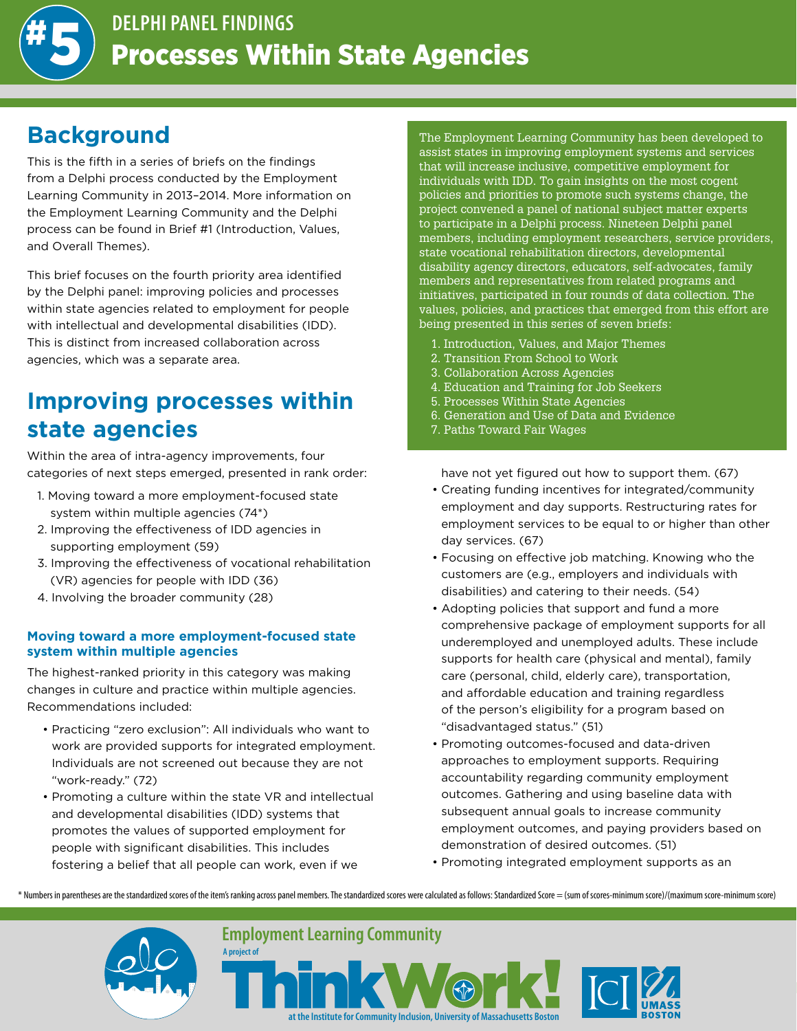# #5 DELPHI PANEL FINDINGS

# Processes Within State Agencies

## Background

This is the fifth in a series of briefs on the findings from a Delphi process conducted by the Employment Learning Community in 2013–2014. More information on the Employment Learning Community and the Delphi process can be found in Brief #1 (Introduction, Values, and Overall Themes).

This brief focuses on the fourth priority area identified by the Delphi panel: improving policies and processes within state agencies related to employment for people with intellectual and developmental disabilities (IDD). This is distinct from increased collaboration across agencies, which was a separate area.

The Employment Learning Community has been developed to assist states in improving employment systems and services that will increase inclusive, competitive employment for individuals with IDD. To gain insights on the most cogent policies and priorities to promote such systems change, the project convened a panel of national subject matter experts to participate in a Delphi process. Nineteen Delphi panel members, including employment researchers, service providers, state vocational rehabilitation directors, developmental disability agency directors, educators, self-advocates, family members and representatives from related programs and initiatives, participated in four rounds of data collection. The values, policies, and practices that emerged from this effort are being presented in this series of seven briefs:

1. Introduction, Values, and Major Themes
2. Transition From School to Work
3. Collaboration Across Agencies
4. Education and Training for Job Seekers
5. Processes Within State Agencies
6. Generation and Use of Data and Evidence
7. Paths Toward Fair Wages

## Improving processes within state agencies

Within the area of intra-agency improvements, four categories of next steps emerged, presented in rank order:

1. Moving toward a more employment-focused state system within multiple agencies (74*)
2. Improving the effectiveness of IDD agencies in supporting employment (59)
3. Improving the effectiveness of vocational rehabilitation (VR) agencies for people with IDD (36)
4. Involving the broader community (28)

### Moving toward a more employment-focused state system within multiple agencies

The highest-ranked priority in this category was making changes in culture and practice within multiple agencies. Recommendations included:

- Practicing "zero exclusion": All individuals who want to work are provided supports for integrated employment. Individuals are not screened out because they are not "work-ready." (72)
- Promoting a culture within the state VR and intellectual and developmental disabilities (IDD) systems that promotes the values of supported employment for people with significant disabilities. This includes fostering a belief that all people can work, even if we have not yet figured out how to support them. (67)
- Creating funding incentives for integrated/community employment and day supports. Restructuring rates for employment services to be equal to or higher than other day services. (67)
- Focusing on effective job matching. Knowing who the customers are (e.g., employers and individuals with disabilities) and catering to their needs. (54)
- Adopting policies that support and fund a more comprehensive package of employment supports for all underemployed and unemployed adults. These include supports for health care (physical and mental), family care (personal, child, elderly care), transportation, and affordable education and training regardless of the person's eligibility for a program based on "disadvantaged status." (51)
- Promoting outcomes-focused and data-driven approaches to employment supports. Requiring accountability regarding community employment outcomes. Gathering and using baseline data with subsequent annual goals to increase community employment outcomes, and paying providers based on demonstration of desired outcomes. (51)
- Promoting integrated employment supports as an

* Numbers in parentheses are the standardized scores of the item's ranking across panel members. The standardized scores were calculated as follows: Standardized Score = (sum of scores-minimum score)/(maximum score-minimum score)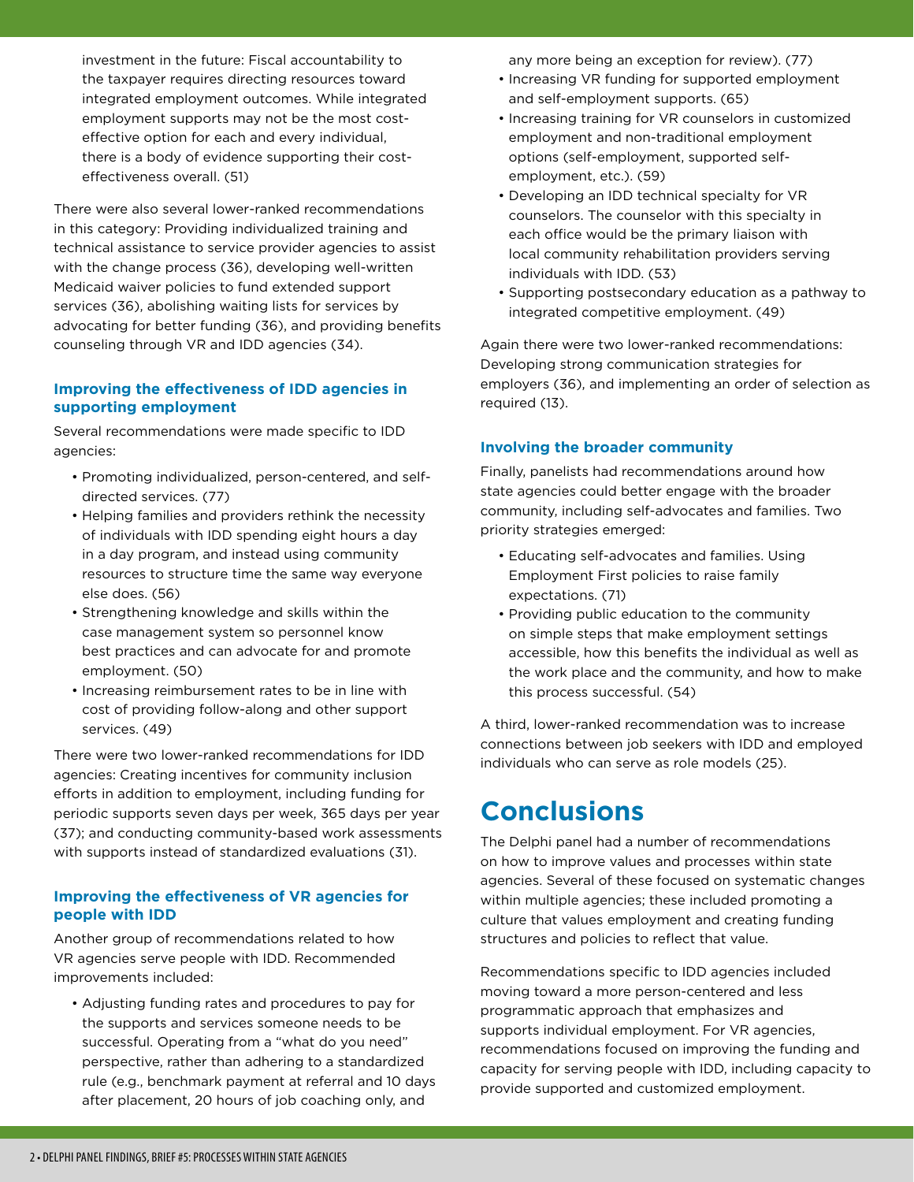investment in the future: Fiscal accountability to the taxpayer requires directing resources toward integrated employment outcomes. While integrated employment supports may not be the most cost-effective option for each and every individual, there is a body of evidence supporting their cost-effectiveness overall. (51)

There were also several lower-ranked recommendations in this category: Providing individualized training and technical assistance to service provider agencies to assist with the change process (36), developing well-written Medicaid waiver policies to fund extended support services (36), abolishing waiting lists for services by advocating for better funding (36), and providing benefits counseling through VR and IDD agencies (34).

### Improving the effectiveness of IDD agencies in supporting employment

Several recommendations were made specific to IDD agencies:

- Promoting individualized, person-centered, and self-directed services. (77)
- Helping families and providers rethink the necessity of individuals with IDD spending eight hours a day in a day program, and instead using community resources to structure time the same way everyone else does. (56)
- Strengthening knowledge and skills within the case management system so personnel know best practices and can advocate for and promote employment. (50)
- Increasing reimbursement rates to be in line with cost of providing follow-along and other support services. (49)

There were two lower-ranked recommendations for IDD agencies: Creating incentives for community inclusion efforts in addition to employment, including funding for periodic supports seven days per week, 365 days per year (37); and conducting community-based work assessments with supports instead of standardized evaluations (31).

### Improving the effectiveness of VR agencies for people with IDD

Another group of recommendations related to how VR agencies serve people with IDD. Recommended improvements included:

- Adjusting funding rates and procedures to pay for the supports and services someone needs to be successful. Operating from a "what do you need" perspective, rather than adhering to a standardized rule (e.g., benchmark payment at referral and 10 days after placement, 20 hours of job coaching only, and any more being an exception for review). (77)
- Increasing VR funding for supported employment and self-employment supports. (65)
- Increasing training for VR counselors in customized employment and non-traditional employment options (self-employment, supported self-employment, etc.). (59)
- Developing an IDD technical specialty for VR counselors. The counselor with this specialty in each office would be the primary liaison with local community rehabilitation providers serving individuals with IDD. (53)
- Supporting postsecondary education as a pathway to integrated competitive employment. (49)

Again there were two lower-ranked recommendations: Developing strong communication strategies for employers (36), and implementing an order of selection as required (13).

### Involving the broader community

Finally, panelists had recommendations around how state agencies could better engage with the broader community, including self-advocates and families. Two priority strategies emerged:

- Educating self-advocates and families. Using Employment First policies to raise family expectations. (71)
- Providing public education to the community on simple steps that make employment settings accessible, how this benefits the individual as well as the work place and the community, and how to make this process successful. (54)

A third, lower-ranked recommendation was to increase connections between job seekers with IDD and employed individuals who can serve as role models (25).

## Conclusions

The Delphi panel had a number of recommendations on how to improve values and processes within state agencies. Several of these focused on systematic changes within multiple agencies; these included promoting a culture that values employment and creating funding structures and policies to reflect that value.

Recommendations specific to IDD agencies included moving toward a more person-centered and less programmatic approach that emphasizes and supports individual employment. For VR agencies, recommendations focused on improving the funding and capacity for serving people with IDD, including capacity to provide supported and customized employment.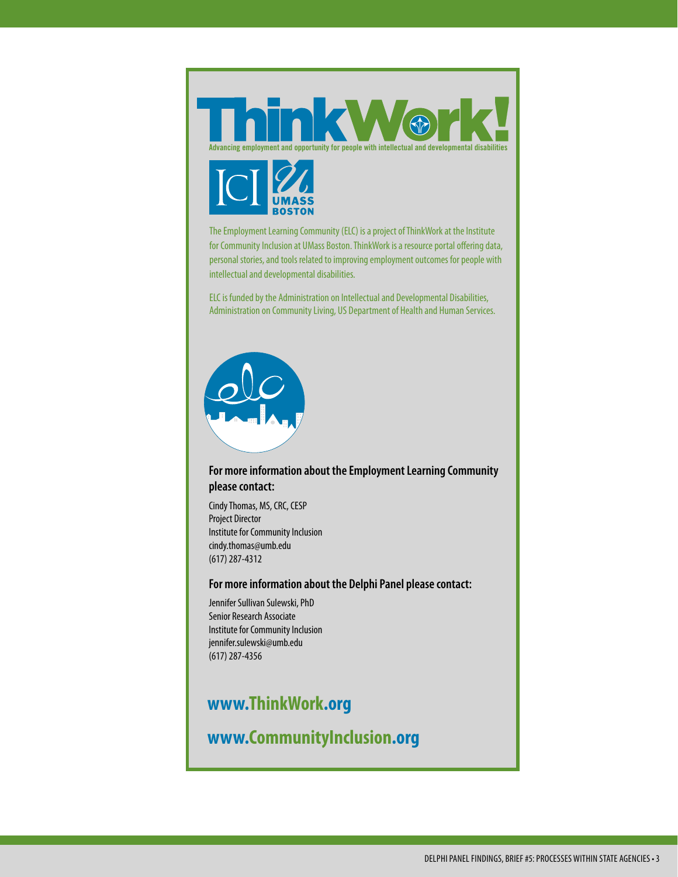# ThinkWork!

Advancing employment and opportunity for people with intellectual and developmental disabilities

ICI UMASS BOSTON

The Employment Learning Community (ELC) is a project of ThinkWork at the Institute for Community Inclusion at UMass Boston. ThinkWork is a resource portal offering data, personal stories, and tools related to improving employment outcomes for people with intellectual and developmental disabilities.

ELC is funded by the Administration on Intellectual and Developmental Disabilities, Administration on Community Living, US Department of Health and Human Services.

**For more information about the Employment Learning Community please contact:**

Cindy Thomas, MS, CRC, CESP
Project Director
Institute for Community Inclusion
cindy.thomas@umb.edu
(617) 287-4312

**For more information about the Delphi Panel please contact:**

Jennifer Sullivan Sulewski, PhD
Senior Research Associate
Institute for Community Inclusion
jennifer.sulewski@umb.edu
(617) 287-4356

**www.ThinkWork.org**

**www.CommunityInclusion.org**